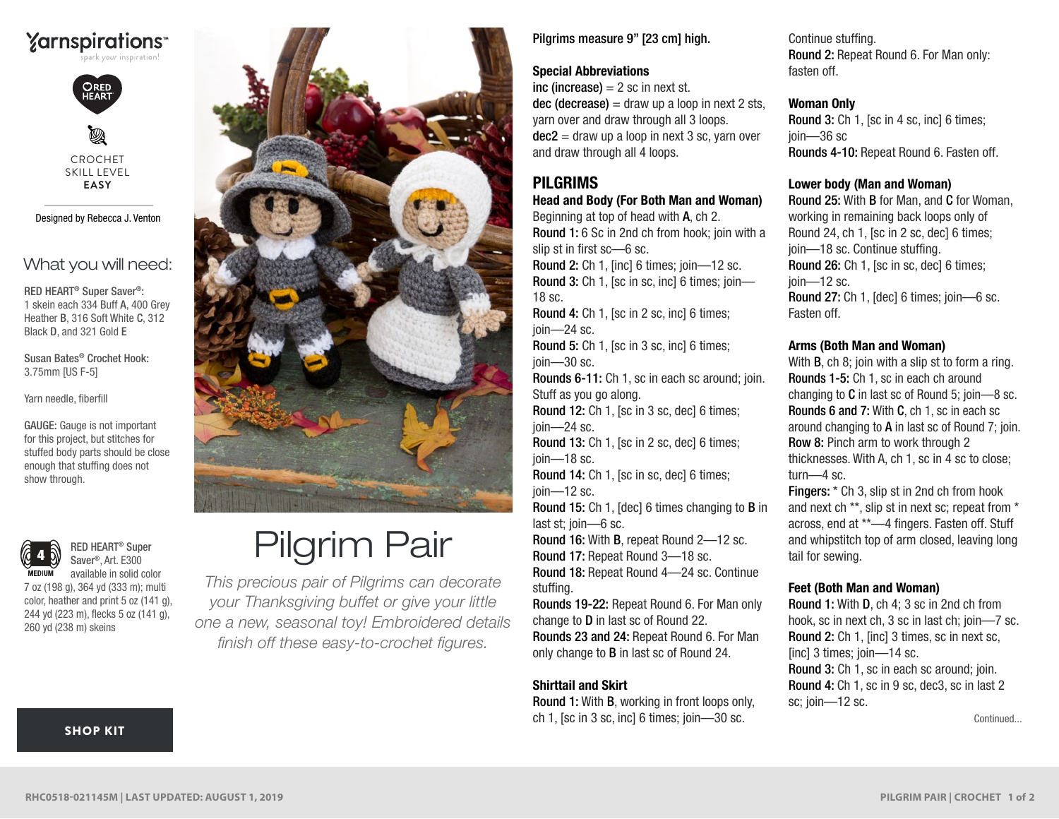Yarnspirations™
spark your inspiration!

RED HEART

CROCHET
SKILL LEVEL
**EASY**

Designed by Rebecca J. Venton

## What you will need:

**RED HEART® Super Saver®:**
1 skein each 334 Buff **A**, 400 Grey Heather **B**, 316 Soft White **C**, 312 Black **D**, and 321 Gold **E**

**Susan Bates® Crochet Hook:**
3.75mm [US F-5]

Yarn needle, fiberfill

**GAUGE:** Gauge is not important for this project, but stitches for stuffed body parts should be close enough that stuffing does not show through.

4 MEDIUM

**RED HEART® Super Saver®**, Art. E300 available in solid color 7 oz (198 g), 364 yd (333 m); multi color, heather and print 5 oz (141 g), 244 yd (223 m), flecks 5 oz (141 g), 260 yd (238 m) skeins

SHOP KIT

# Pilgrim Pair

*This precious pair of Pilgrims can decorate your Thanksgiving buffet or give your little one a new, seasonal toy! Embroidered details finish off these easy-to-crochet figures.*

**Pilgrims measure 9" [23 cm] high.**

### Special Abbreviations

**inc (increase)** = 2 sc in next st.
**dec (decrease)** = draw up a loop in next 2 sts, yarn over and draw through all 3 loops.
**dec2** = draw up a loop in next 3 sc, yarn over and draw through all 4 loops.

## PILGRIMS

### Head and Body (For Both Man and Woman)

Beginning at top of head with **A**, ch 2.
**Round 1:** 6 Sc in 2nd ch from hook; join with a slip st in first sc—6 sc.
**Round 2:** Ch 1, [inc] 6 times; join—12 sc.
**Round 3:** Ch 1, [sc in sc, inc] 6 times; join—18 sc.
**Round 4:** Ch 1, [sc in 2 sc, inc] 6 times; join—24 sc.
**Round 5:** Ch 1, [sc in 3 sc, inc] 6 times; join—30 sc.
**Rounds 6-11:** Ch 1, sc in each sc around; join. Stuff as you go along.
**Round 12:** Ch 1, [sc in 3 sc, dec] 6 times; join—24 sc.
**Round 13:** Ch 1, [sc in 2 sc, dec] 6 times; join—18 sc.
**Round 14:** Ch 1, [sc in sc, dec] 6 times; join—12 sc.
**Round 15:** Ch 1, [dec] 6 times changing to **B** in last st; join—6 sc.
**Round 16:** With **B**, repeat Round 2—12 sc.
**Round 17:** Repeat Round 3—18 sc.
**Round 18:** Repeat Round 4—24 sc. Continue stuffing.
**Rounds 19-22:** Repeat Round 6. For Man only change to **D** in last sc of Round 22.
**Rounds 23 and 24:** Repeat Round 6. For Man only change to **B** in last sc of Round 24.

### Shirttail and Skirt

**Round 1:** With **B**, working in front loops only, ch 1, [sc in 3 sc, inc] 6 times; join—30 sc.
Continue stuffing.
**Round 2:** Repeat Round 6. For Man only: fasten off.

### Woman Only

**Round 3:** Ch 1, [sc in 4 sc, inc] 6 times; join—36 sc
**Rounds 4-10:** Repeat Round 6. Fasten off.

### Lower body (Man and Woman)

**Round 25:** With **B** for Man, and **C** for Woman, working in remaining back loops only of Round 24, ch 1, [sc in 2 sc, dec] 6 times; join—18 sc. Continue stuffing.
**Round 26:** Ch 1, [sc in sc, dec] 6 times; join—12 sc.
**Round 27:** Ch 1, [dec] 6 times; join—6 sc. Fasten off.

### Arms (Both Man and Woman)

With **B**, ch 8; join with a slip st to form a ring.
**Rounds 1-5:** Ch 1, sc in each ch around changing to **C** in last sc of Round 5; join—8 sc.
**Rounds 6 and 7:** With **C**, ch 1, sc in each sc around changing to **A** in last sc of Round 7; join.
**Row 8:** Pinch arm to work through 2 thicknesses. With A, ch 1, sc in 4 sc to close; turn—4 sc.
**Fingers:** * Ch 3, slip st in 2nd ch from hook and next ch **, slip st in next sc; repeat from * across, end at **—4 fingers. Fasten off. Stuff and whipstitch top of arm closed, leaving long tail for sewing.

### Feet (Both Man and Woman)

**Round 1:** With **D**, ch 4; 3 sc in 2nd ch from hook, sc in next ch, 3 sc in last ch; join—7 sc.
**Round 2:** Ch 1, [inc] 3 times, sc in next sc, [inc] 3 times; join—14 sc.
**Round 3:** Ch 1, sc in each sc around; join.
**Round 4:** Ch 1, sc in 9 sc, dec3, sc in last 2 sc; join—12 sc.

Continued...

RHC0518-021145M | LAST UPDATED: AUGUST 1, 2019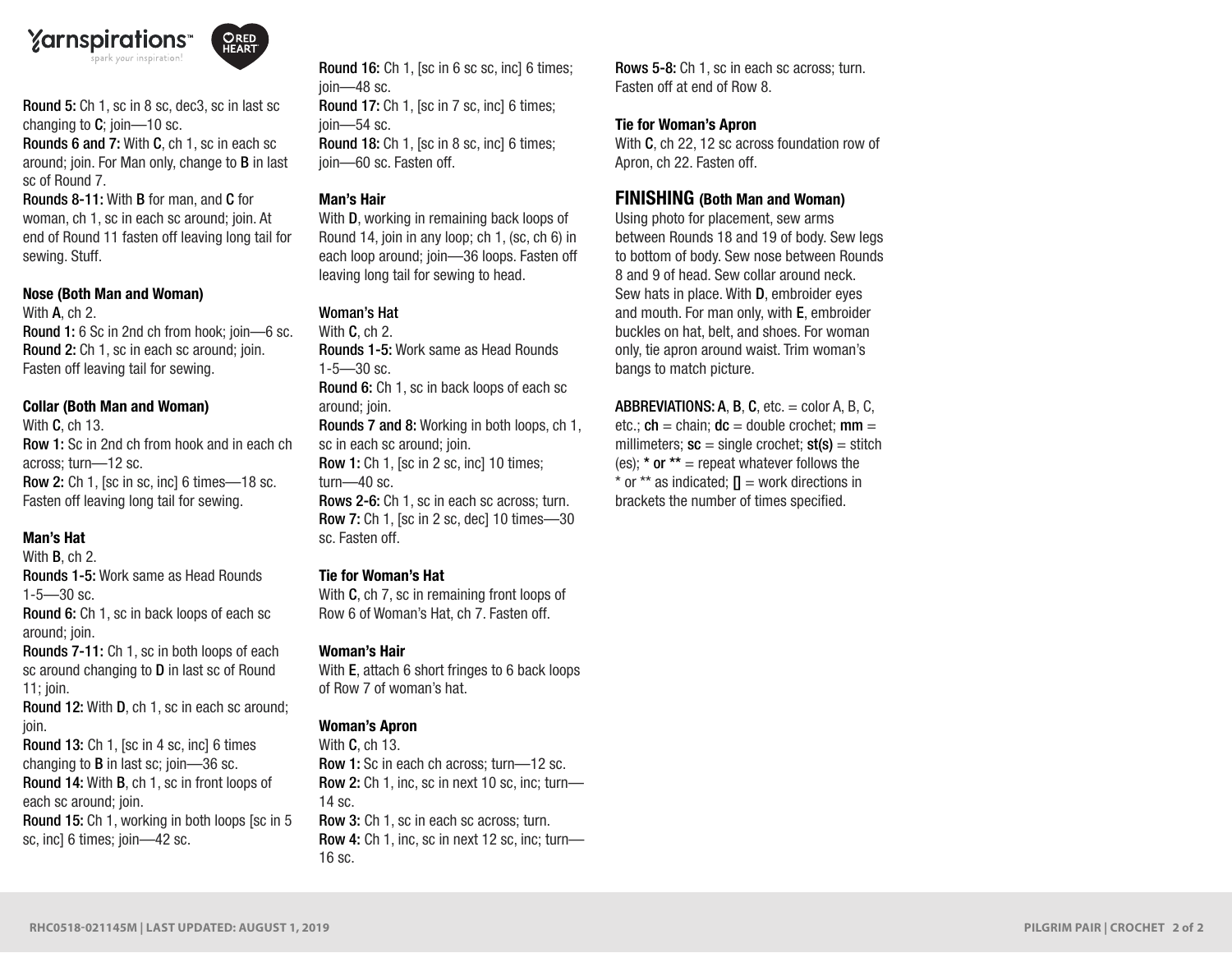**Round 5:** Ch 1, sc in 8 sc, dec3, sc in last sc changing to **C**; join—10 sc.
**Rounds 6 and 7:** With **C**, ch 1, sc in each sc around; join. For Man only, change to **B** in last sc of Round 7.
**Rounds 8-11:** With **B** for man, and **C** for woman, ch 1, sc in each sc around; join. At end of Round 11 fasten off leaving long tail for sewing. Stuff.

### Nose (Both Man and Woman)

With **A**, ch 2.
**Round 1:** 6 Sc in 2nd ch from hook; join—6 sc.
**Round 2:** Ch 1, sc in each sc around; join. Fasten off leaving tail for sewing.

### Collar (Both Man and Woman)

With **C**, ch 13.
**Row 1:** Sc in 2nd ch from hook and in each ch across; turn—12 sc.
**Row 2:** Ch 1, [sc in sc, inc] 6 times—18 sc. Fasten off leaving long tail for sewing.

### Man's Hat

With **B**, ch 2.
**Rounds 1-5:** Work same as Head Rounds 1-5—30 sc.
**Round 6:** Ch 1, sc in back loops of each sc around; join.
**Rounds 7-11:** Ch 1, sc in both loops of each sc around changing to **D** in last sc of Round 11; join.
**Round 12:** With **D**, ch 1, sc in each sc around; join.
**Round 13:** Ch 1, [sc in 4 sc, inc] 6 times changing to **B** in last sc; join—36 sc.
**Round 14:** With **B**, ch 1, sc in front loops of each sc around; join.
**Round 15:** Ch 1, working in both loops [sc in 5 sc, inc] 6 times; join—42 sc.
**Round 16:** Ch 1, [sc in 6 sc sc, inc] 6 times; join—48 sc.
**Round 17:** Ch 1, [sc in 7 sc, inc] 6 times; join—54 sc.
**Round 18:** Ch 1, [sc in 8 sc, inc] 6 times; join—60 sc. Fasten off.

### Man's Hair

With **D**, working in remaining back loops of Round 14, join in any loop; ch 1, (sc, ch 6) in each loop around; join—36 loops. Fasten off leaving long tail for sewing to head.

### Woman's Hat

With **C**, ch 2.
**Rounds 1-5:** Work same as Head Rounds 1-5—30 sc.
**Round 6:** Ch 1, sc in back loops of each sc around; join.
**Rounds 7 and 8:** Working in both loops, ch 1, sc in each sc around; join.
**Row 1:** Ch 1, [sc in 2 sc, inc] 10 times; turn—40 sc.
**Rows 2-6:** Ch 1, sc in each sc across; turn.
**Row 7:** Ch 1, [sc in 2 sc, dec] 10 times—30 sc. Fasten off.

### Tie for Woman's Hat

With **C**, ch 7, sc in remaining front loops of Row 6 of Woman's Hat, ch 7. Fasten off.

### Woman's Hair

With **E**, attach 6 short fringes to 6 back loops of Row 7 of woman's hat.

### Woman's Apron

With **C**, ch 13.
**Row 1:** Sc in each ch across; turn—12 sc.
**Row 2:** Ch 1, inc, sc in next 10 sc, inc; turn—14 sc.
**Row 3:** Ch 1, sc in each sc across; turn.
**Row 4:** Ch 1, inc, sc in next 12 sc, inc; turn—16 sc.
**Rows 5-8:** Ch 1, sc in each sc across; turn. Fasten off at end of Row 8.

### Tie for Woman's Apron

With **C**, ch 22, 12 sc across foundation row of Apron, ch 22. Fasten off.

## FINISHING (Both Man and Woman)

Using photo for placement, sew arms between Rounds 18 and 19 of body. Sew legs to bottom of body. Sew nose between Rounds 8 and 9 of head. Sew collar around neck. Sew hats in place. With **D**, embroider eyes and mouth. For man only, with **E**, embroider buckles on hat, belt, and shoes. For woman only, tie apron around waist. Trim woman's bangs to match picture.

**ABBREVIATIONS:** **A**, **B**, **C**, etc. = color A, B, C, etc.; **ch** = chain; **dc** = double crochet; **mm** = millimeters; **sc** = single crochet; **st(s)** = stitch (es); * **or** ** = repeat whatever follows the * or ** as indicated; **[]** = work directions in brackets the number of times specified.